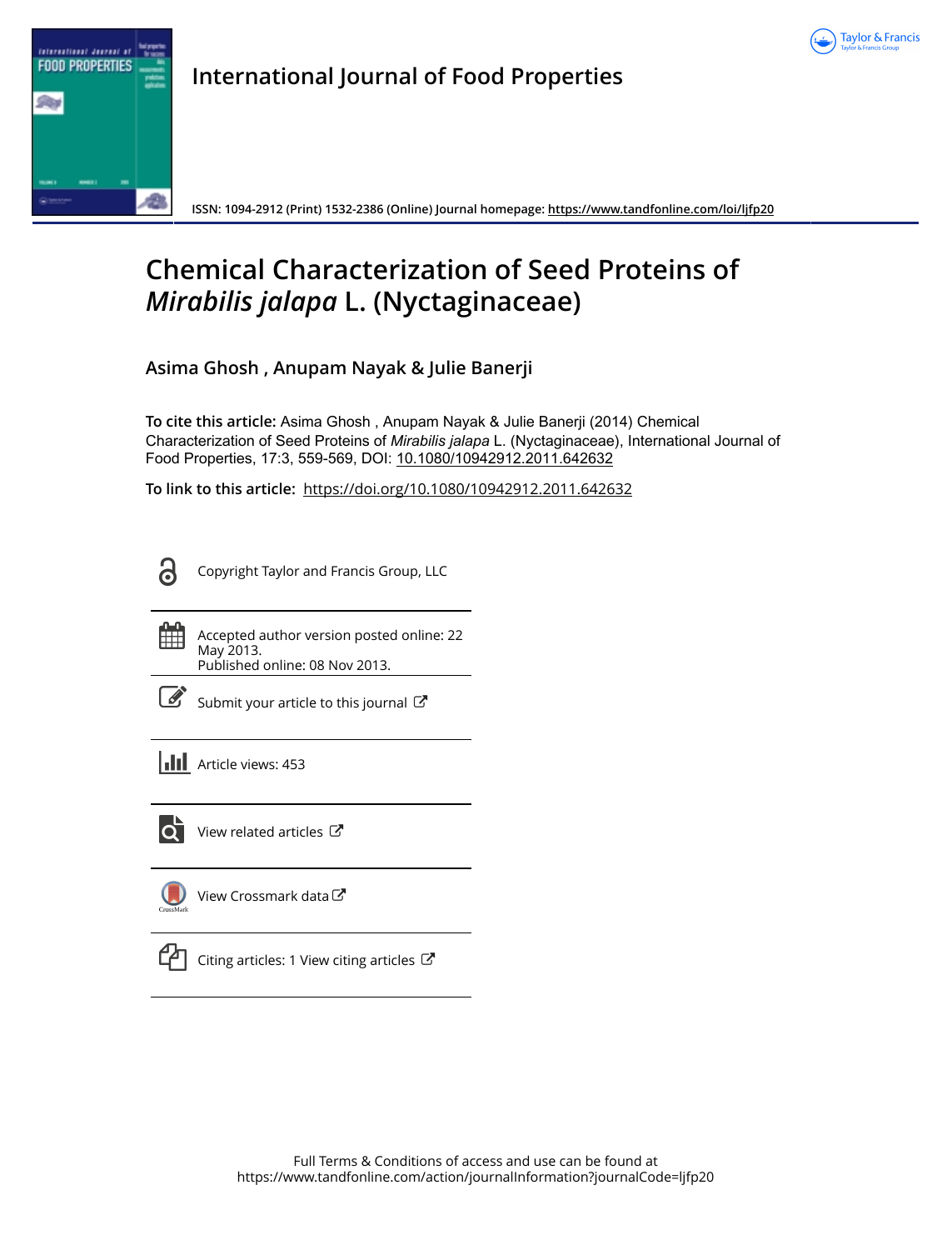International Journal of Food Properties

ISSN: 1094-2912 (Print) 1532-2386 (Online) Journal homepage: https://www.tandfonline.com/loi/ljfp20

# Chemical Characterization of Seed Proteins of *Mirabilis jalapa* L. (Nyctaginaceae)

**Asima Ghosh , Anupam Nayak & Julie Banerji**

**To cite this article:** Asima Ghosh , Anupam Nayak & Julie Banerji (2014) Chemical Characterization of Seed Proteins of *Mirabilis jalapa* L. (Nyctaginaceae), International Journal of Food Properties, 17:3, 559-569, DOI: 10.1080/10942912.2011.642632

**To link to this article:** https://doi.org/10.1080/10942912.2011.642632

Copyright Taylor and Francis Group, LLC

Accepted author version posted online: 22 May 2013.
Published online: 08 Nov 2013.

Submit your article to this journal

Article views: 453

View related articles

View Crossmark data

Citing articles: 1 View citing articles

Full Terms & Conditions of access and use can be found at
https://www.tandfonline.com/action/journalInformation?journalCode=ljfp20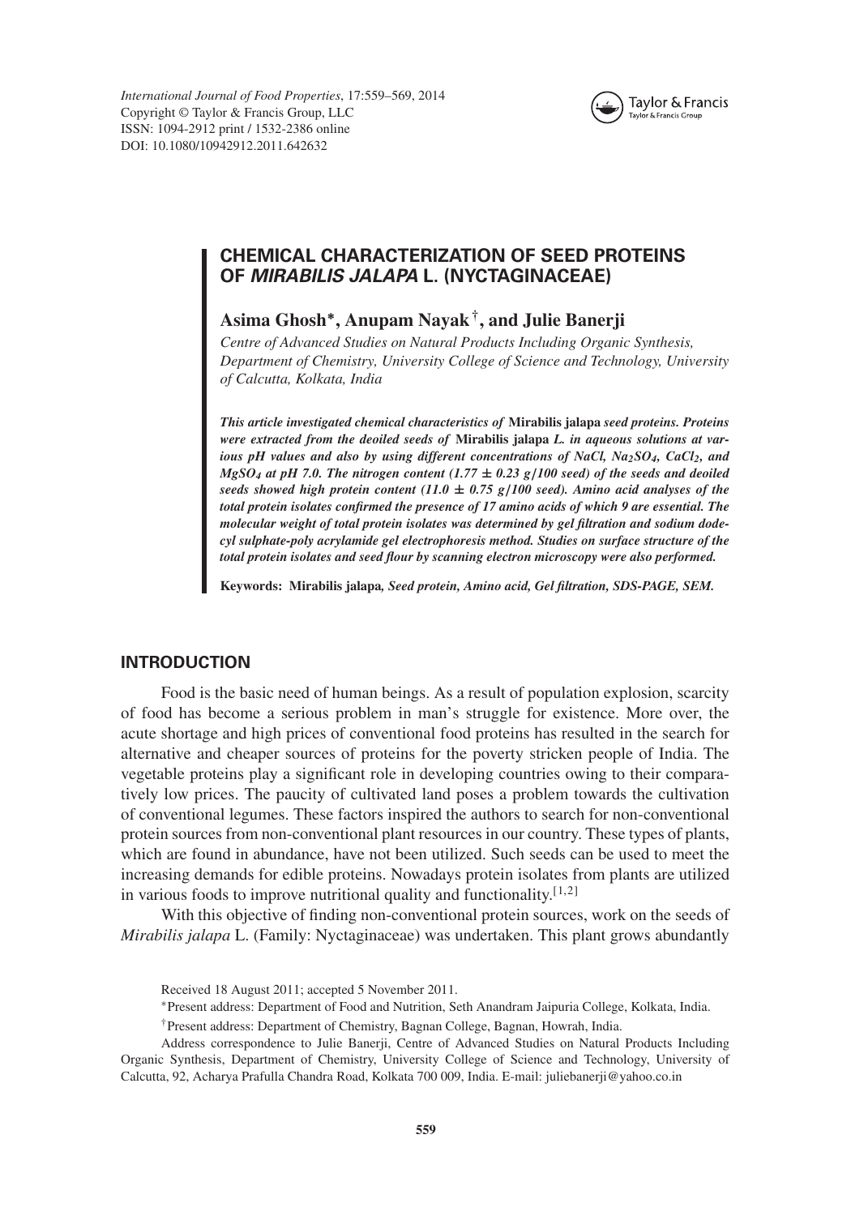# CHEMICAL CHARACTERIZATION OF SEED PROTEINS OF *MIRABILIS JALAPA* L. (NYCTAGINACEAE)

**Asima Ghosh*, Anupam Nayak†, and Julie Banerji**

*Centre of Advanced Studies on Natural Products Including Organic Synthesis, Department of Chemistry, University College of Science and Technology, University of Calcutta, Kolkata, India*

***This article investigated chemical characteristics of* Mirabilis jalapa *seed proteins. Proteins were extracted from the deoiled seeds of* Mirabilis jalapa *L. in aqueous solutions at various pH values and also by using different concentrations of NaCl, $Na_2SO_4$, $CaCl_2$, and $MgSO_4$ at pH 7.0. The nitrogen content ($1.77 \pm 0.23$ g/100 seed) of the seeds and deoiled seeds showed high protein content ($11.0 \pm 0.75$ g/100 seed). Amino acid analyses of the total protein isolates confirmed the presence of 17 amino acids of which 9 are essential. The molecular weight of total protein isolates was determined by gel filtration and sodium dodecyl sulphate-poly acrylamide gel electrophoresis method. Studies on surface structure of the total protein isolates and seed flour by scanning electron microscopy were also performed.***

**Keywords:** **Mirabilis jalapa**, *Seed protein, Amino acid, Gel filtration, SDS-PAGE, SEM.*

## INTRODUCTION

Food is the basic need of human beings. As a result of population explosion, scarcity of food has become a serious problem in man's struggle for existence. More over, the acute shortage and high prices of conventional food proteins has resulted in the search for alternative and cheaper sources of proteins for the poverty stricken people of India. The vegetable proteins play a significant role in developing countries owing to their comparatively low prices. The paucity of cultivated land poses a problem towards the cultivation of conventional legumes. These factors inspired the authors to search for non-conventional protein sources from non-conventional plant resources in our country. These types of plants, which are found in abundance, have not been utilized. Such seeds can be used to meet the increasing demands for edible proteins. Nowadays protein isolates from plants are utilized in various foods to improve nutritional quality and functionality.[1,2]

With this objective of finding non-conventional protein sources, work on the seeds of *Mirabilis jalapa* L. (Family: Nyctaginaceae) was undertaken. This plant grows abundantly

Received 18 August 2011; accepted 5 November 2011.

*Present address: Department of Food and Nutrition, Seth Anandram Jaipuria College, Kolkata, India.

†Present address: Department of Chemistry, Bagnan College, Bagnan, Howrah, India.

Address correspondence to Julie Banerji, Centre of Advanced Studies on Natural Products Including Organic Synthesis, Department of Chemistry, University College of Science and Technology, University of Calcutta, 92, Acharya Prafulla Chandra Road, Kolkata 700 009, India. E-mail: juliebanerji@yahoo.co.in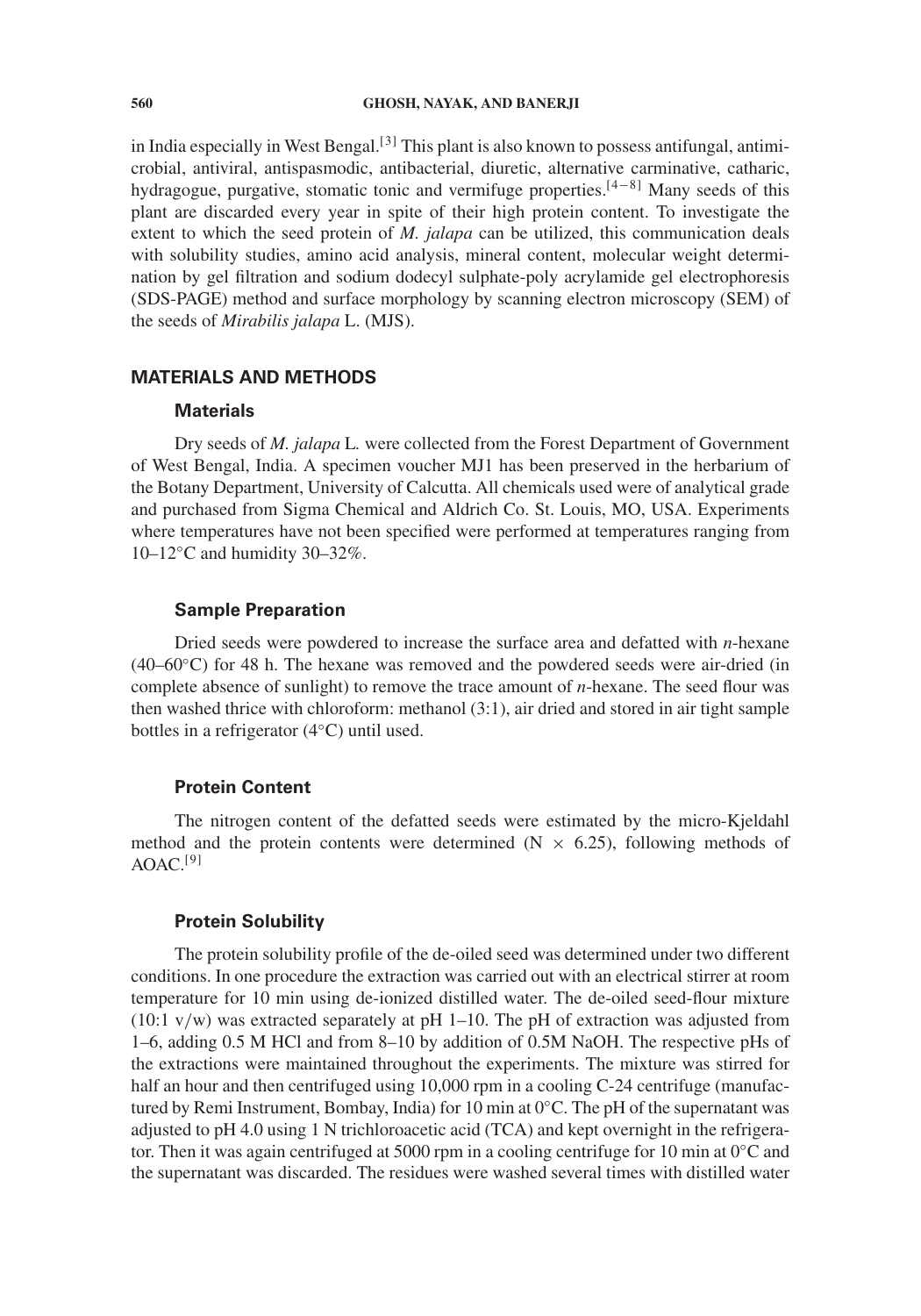in India especially in West Bengal.[3] This plant is also known to possess antifungal, antimicrobial, antiviral, antispasmodic, antibacterial, diuretic, alternative carminative, catharic, hydragogue, purgative, stomatic tonic and vermifuge properties.[4−8] Many seeds of this plant are discarded every year in spite of their high protein content. To investigate the extent to which the seed protein of *M. jalapa* can be utilized, this communication deals with solubility studies, amino acid analysis, mineral content, molecular weight determination by gel filtration and sodium dodecyl sulphate-poly acrylamide gel electrophoresis (SDS-PAGE) method and surface morphology by scanning electron microscopy (SEM) of the seeds of *Mirabilis jalapa* L. (MJS).

## MATERIALS AND METHODS

### Materials

Dry seeds of *M. jalapa* L. were collected from the Forest Department of Government of West Bengal, India. A specimen voucher MJ1 has been preserved in the herbarium of the Botany Department, University of Calcutta. All chemicals used were of analytical grade and purchased from Sigma Chemical and Aldrich Co. St. Louis, MO, USA. Experiments where temperatures have not been specified were performed at temperatures ranging from 10–12°C and humidity 30–32%.

### Sample Preparation

Dried seeds were powdered to increase the surface area and defatted with *n*-hexane (40–60°C) for 48 h. The hexane was removed and the powdered seeds were air-dried (in complete absence of sunlight) to remove the trace amount of *n*-hexane. The seed flour was then washed thrice with chloroform: methanol (3:1), air dried and stored in air tight sample bottles in a refrigerator (4°C) until used.

### Protein Content

The nitrogen content of the defatted seeds were estimated by the micro-Kjeldahl method and the protein contents were determined ($N \times 6.25$), following methods of AOAC.[9]

### Protein Solubility

The protein solubility profile of the de-oiled seed was determined under two different conditions. In one procedure the extraction was carried out with an electrical stirrer at room temperature for 10 min using de-ionized distilled water. The de-oiled seed-flour mixture (10:1 v/w) was extracted separately at pH 1–10. The pH of extraction was adjusted from 1–6, adding 0.5 M HCl and from 8–10 by addition of 0.5M NaOH. The respective pHs of the extractions were maintained throughout the experiments. The mixture was stirred for half an hour and then centrifuged using 10,000 rpm in a cooling C-24 centrifuge (manufactured by Remi Instrument, Bombay, India) for 10 min at 0°C. The pH of the supernatant was adjusted to pH 4.0 using 1 N trichloroacetic acid (TCA) and kept overnight in the refrigerator. Then it was again centrifuged at 5000 rpm in a cooling centrifuge for 10 min at 0°C and the supernatant was discarded. The residues were washed several times with distilled water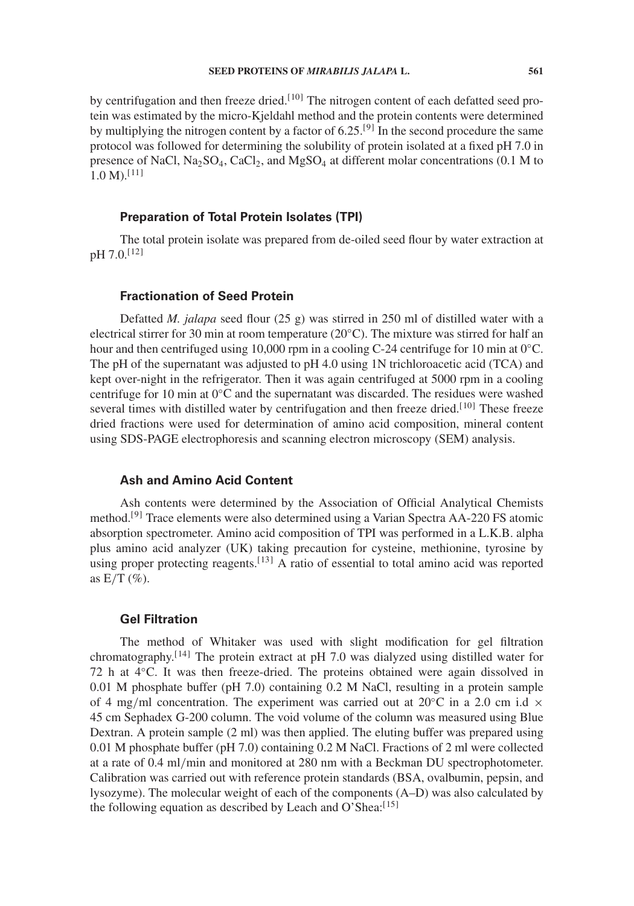by centrifugation and then freeze dried.[10] The nitrogen content of each defatted seed protein was estimated by the micro-Kjeldahl method and the protein contents were determined by multiplying the nitrogen content by a factor of 6.25.[9] In the second procedure the same protocol was followed for determining the solubility of protein isolated at a fixed pH 7.0 in presence of NaCl, $Na_2SO_4$, $CaCl_2$, and $MgSO_4$ at different molar concentrations (0.1 M to 1.0 M).[11]

### Preparation of Total Protein Isolates (TPI)

The total protein isolate was prepared from de-oiled seed flour by water extraction at pH 7.0.[12]

### Fractionation of Seed Protein

Defatted *M. jalapa* seed flour (25 g) was stirred in 250 ml of distilled water with a electrical stirrer for 30 min at room temperature (20°C). The mixture was stirred for half an hour and then centrifuged using 10,000 rpm in a cooling C-24 centrifuge for 10 min at 0°C. The pH of the supernatant was adjusted to pH 4.0 using 1N trichloroacetic acid (TCA) and kept over-night in the refrigerator. Then it was again centrifuged at 5000 rpm in a cooling centrifuge for 10 min at 0°C and the supernatant was discarded. The residues were washed several times with distilled water by centrifugation and then freeze dried.[10] These freeze dried fractions were used for determination of amino acid composition, mineral content using SDS-PAGE electrophoresis and scanning electron microscopy (SEM) analysis.

### Ash and Amino Acid Content

Ash contents were determined by the Association of Official Analytical Chemists method.[9] Trace elements were also determined using a Varian Spectra AA-220 FS atomic absorption spectrometer. Amino acid composition of TPI was performed in a L.K.B. alpha plus amino acid analyzer (UK) taking precaution for cysteine, methionine, tyrosine by using proper protecting reagents.[13] A ratio of essential to total amino acid was reported as E/T (%).

### Gel Filtration

The method of Whitaker was used with slight modification for gel filtration chromatography.[14] The protein extract at pH 7.0 was dialyzed using distilled water for 72 h at 4°C. It was then freeze-dried. The proteins obtained were again dissolved in 0.01 M phosphate buffer (pH 7.0) containing 0.2 M NaCl, resulting in a protein sample of 4 mg/ml concentration. The experiment was carried out at 20°C in a 2.0 cm i.d × 45 cm Sephadex G-200 column. The void volume of the column was measured using Blue Dextran. A protein sample (2 ml) was then applied. The eluting buffer was prepared using 0.01 M phosphate buffer (pH 7.0) containing 0.2 M NaCl. Fractions of 2 ml were collected at a rate of 0.4 ml/min and monitored at 280 nm with a Beckman DU spectrophotometer. Calibration was carried out with reference protein standards (BSA, ovalbumin, pepsin, and lysozyme). The molecular weight of each of the components (A–D) was also calculated by the following equation as described by Leach and O'Shea:[15]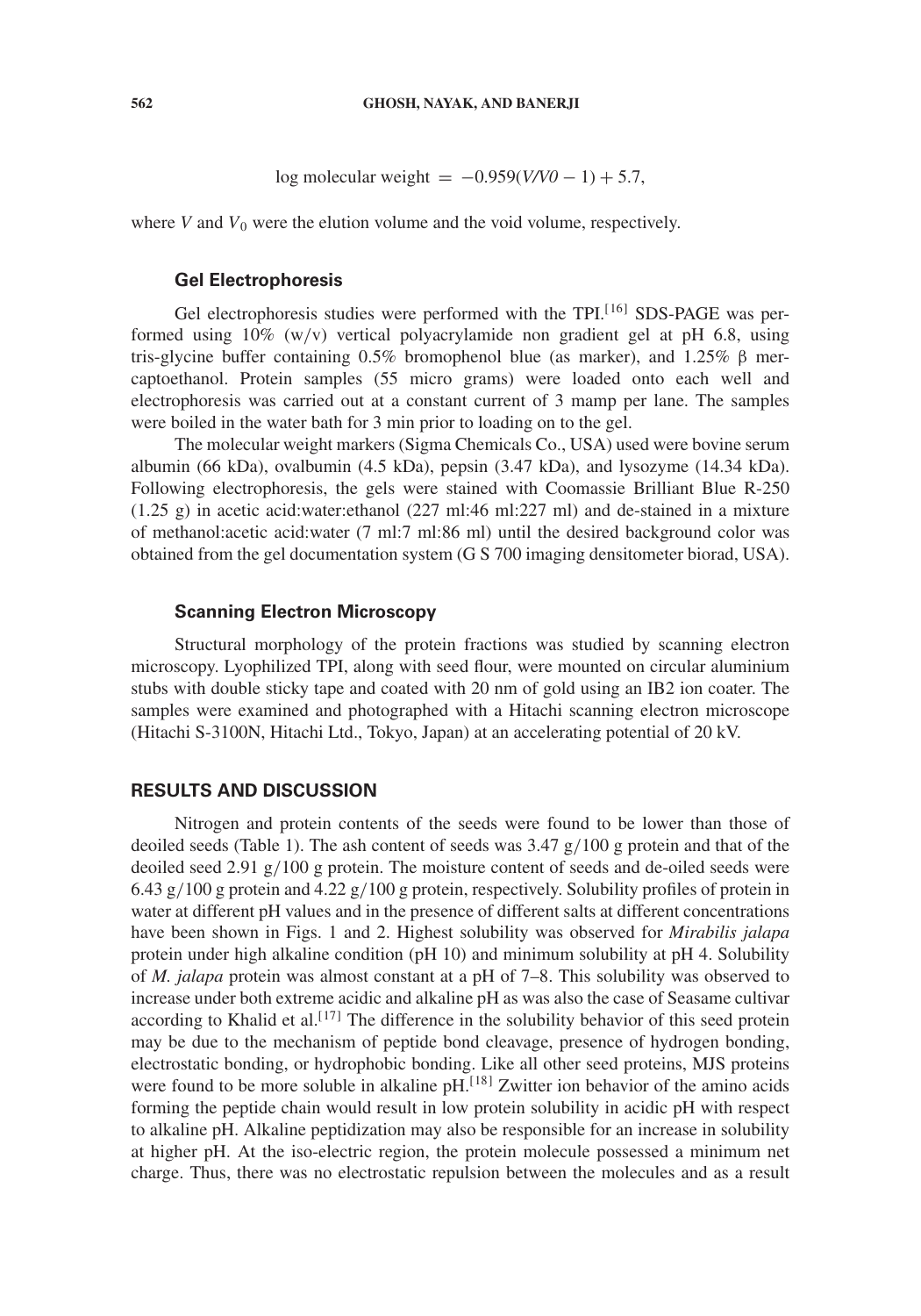$$\log \text{molecular weight} = -0.959(V/V0 - 1) + 5.7,$$

where $V$ and $V_0$ were the elution volume and the void volume, respectively.

### Gel Electrophoresis

Gel electrophoresis studies were performed with the TPI.[16] SDS-PAGE was performed using 10% (w/v) vertical polyacrylamide non gradient gel at pH 6.8, using tris-glycine buffer containing 0.5% bromophenol blue (as marker), and 1.25% β mercaptoethanol. Protein samples (55 micro grams) were loaded onto each well and electrophoresis was carried out at a constant current of 3 mamp per lane. The samples were boiled in the water bath for 3 min prior to loading on to the gel.

The molecular weight markers (Sigma Chemicals Co., USA) used were bovine serum albumin (66 kDa), ovalbumin (4.5 kDa), pepsin (3.47 kDa), and lysozyme (14.34 kDa). Following electrophoresis, the gels were stained with Coomassie Brilliant Blue R-250 (1.25 g) in acetic acid:water:ethanol (227 ml:46 ml:227 ml) and de-stained in a mixture of methanol:acetic acid:water (7 ml:7 ml:86 ml) until the desired background color was obtained from the gel documentation system (G S 700 imaging densitometer biorad, USA).

### Scanning Electron Microscopy

Structural morphology of the protein fractions was studied by scanning electron microscopy. Lyophilized TPI, along with seed flour, were mounted on circular aluminium stubs with double sticky tape and coated with 20 nm of gold using an IB2 ion coater. The samples were examined and photographed with a Hitachi scanning electron microscope (Hitachi S-3100N, Hitachi Ltd., Tokyo, Japan) at an accelerating potential of 20 kV.

## RESULTS AND DISCUSSION

Nitrogen and protein contents of the seeds were found to be lower than those of deoiled seeds (Table 1). The ash content of seeds was 3.47 g/100 g protein and that of the deoiled seed 2.91 g/100 g protein. The moisture content of seeds and de-oiled seeds were 6.43 g/100 g protein and 4.22 g/100 g protein, respectively. Solubility profiles of protein in water at different pH values and in the presence of different salts at different concentrations have been shown in Figs. 1 and 2. Highest solubility was observed for *Mirabilis jalapa* protein under high alkaline condition (pH 10) and minimum solubility at pH 4. Solubility of *M. jalapa* protein was almost constant at a pH of 7–8. This solubility was observed to increase under both extreme acidic and alkaline pH as was also the case of Seasame cultivar according to Khalid et al.[17] The difference in the solubility behavior of this seed protein may be due to the mechanism of peptide bond cleavage, presence of hydrogen bonding, electrostatic bonding, or hydrophobic bonding. Like all other seed proteins, MJS proteins were found to be more soluble in alkaline pH.[18] Zwitter ion behavior of the amino acids forming the peptide chain would result in low protein solubility in acidic pH with respect to alkaline pH. Alkaline peptidization may also be responsible for an increase in solubility at higher pH. At the iso-electric region, the protein molecule possessed a minimum net charge. Thus, there was no electrostatic repulsion between the molecules and as a result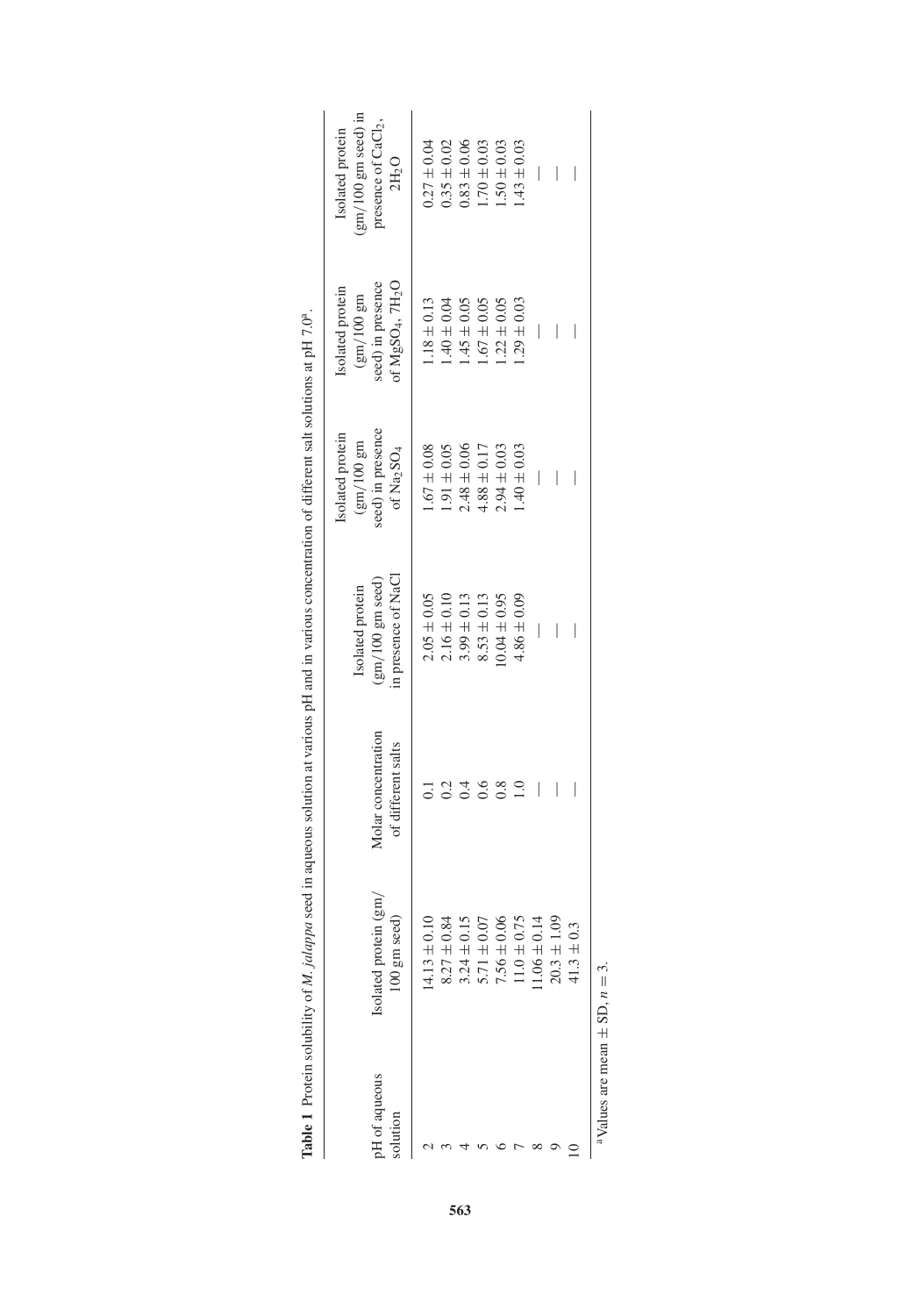**Table 1** Protein solubility of *M. jalappa* seed in aqueous solution at various pH and in various concentration of different salt solutions at pH 7.0[a].

| pH of aqueous solution | Isolated protein (gm/100 gm seed) | Molar concentration of different salts | Isolated protein (gm/100 gm seed) in presence of NaCl | Isolated protein (gm/100 gm seed) in presence of $Na_2SO_4$ | Isolated protein (gm/100 gm seed) in presence of $MgSO_4$, $7H_2O$ | Isolated protein (gm/100 gm seed) in presence of $CaCl_2$, $2H_2O$ |
|---|---|---|---|---|---|---|
| 2 | $14.13 \pm 0.10$ | 0.1 | $2.05 \pm 0.05$ | $1.67 \pm 0.08$ | $1.18 \pm 0.13$ | $0.27 \pm 0.04$ |
| 3 | $8.27 \pm 0.84$ | 0.2 | $2.16 \pm 0.10$ | $1.91 \pm 0.05$ | $1.40 \pm 0.04$ | $0.35 \pm 0.02$ |
| 4 | $3.24 \pm 0.15$ | 0.4 | $3.99 \pm 0.13$ | $2.48 \pm 0.06$ | $1.45 \pm 0.05$ | $0.83 \pm 0.06$ |
| 5 | $5.71 \pm 0.07$ | 0.6 | $8.53 \pm 0.13$ | $4.88 \pm 0.17$ | $1.67 \pm 0.05$ | $1.70 \pm 0.03$ |
| 6 | $7.56 \pm 0.06$ | 0.8 | $10.04 \pm 0.95$ | $2.94 \pm 0.03$ | $1.22 \pm 0.05$ | $1.50 \pm 0.03$ |
| 7 | $11.0 \pm 0.75$ | 1.0 | $4.86 \pm 0.09$ | $1.40 \pm 0.03$ | $1.29 \pm 0.03$ | $1.43 \pm 0.03$ |
| 8 | $11.06 \pm 0.14$ | — | — | — | — | — |
| 9 | $20.3 \pm 1.09$ | — | — | — | — | — |
| 10 | $41.3 \pm 0.3$ | — | — | — | — | — |

[a] Values are mean ± SD, $n = 3$.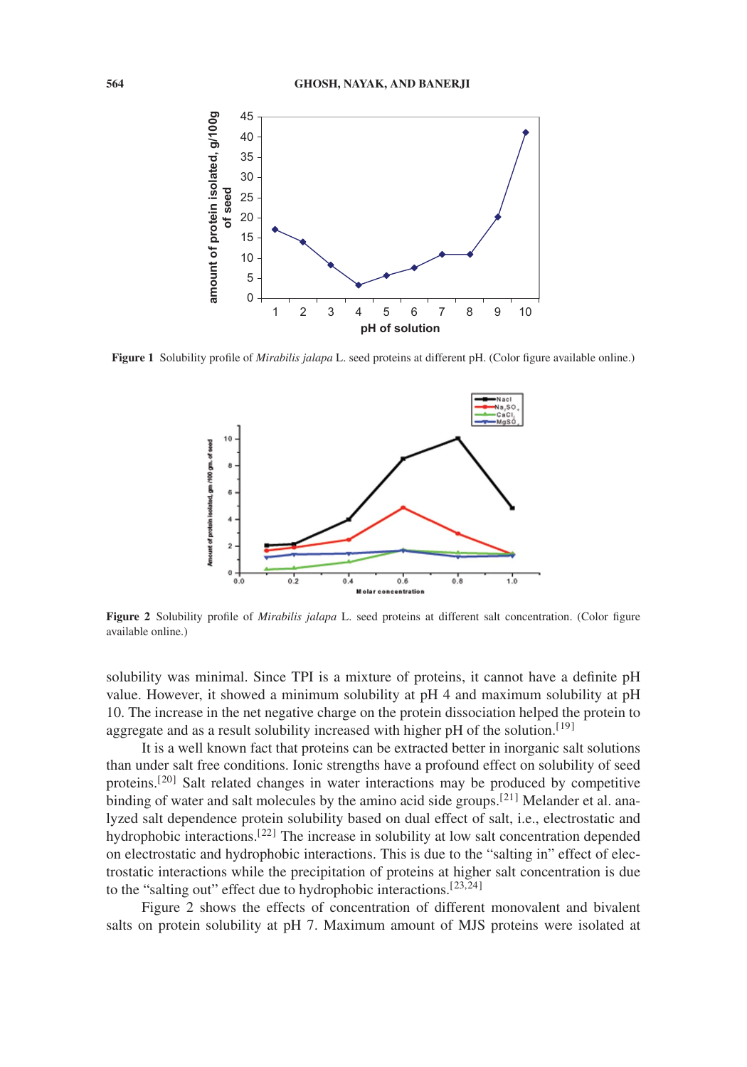**Figure 1** Solubility profile of *Mirabilis jalapa* L. seed proteins at different pH. (Color figure available online.)

**Figure 2** Solubility profile of *Mirabilis jalapa* L. seed proteins at different salt concentration. (Color figure available online.)

solubility was minimal. Since TPI is a mixture of proteins, it cannot have a definite pH value. However, it showed a minimum solubility at pH 4 and maximum solubility at pH 10. The increase in the net negative charge on the protein dissociation helped the protein to aggregate and as a result solubility increased with higher pH of the solution.[19]

It is a well known fact that proteins can be extracted better in inorganic salt solutions than under salt free conditions. Ionic strengths have a profound effect on solubility of seed proteins.[20] Salt related changes in water interactions may be produced by competitive binding of water and salt molecules by the amino acid side groups.[21] Melander et al. analyzed salt dependence protein solubility based on dual effect of salt, i.e., electrostatic and hydrophobic interactions.[22] The increase in solubility at low salt concentration depended on electrostatic and hydrophobic interactions. This is due to the "salting in" effect of electrostatic interactions while the precipitation of proteins at higher salt concentration is due to the "salting out" effect due to hydrophobic interactions.[23,24]

Figure 2 shows the effects of concentration of different monovalent and bivalent salts on protein solubility at pH 7. Maximum amount of MJS proteins were isolated at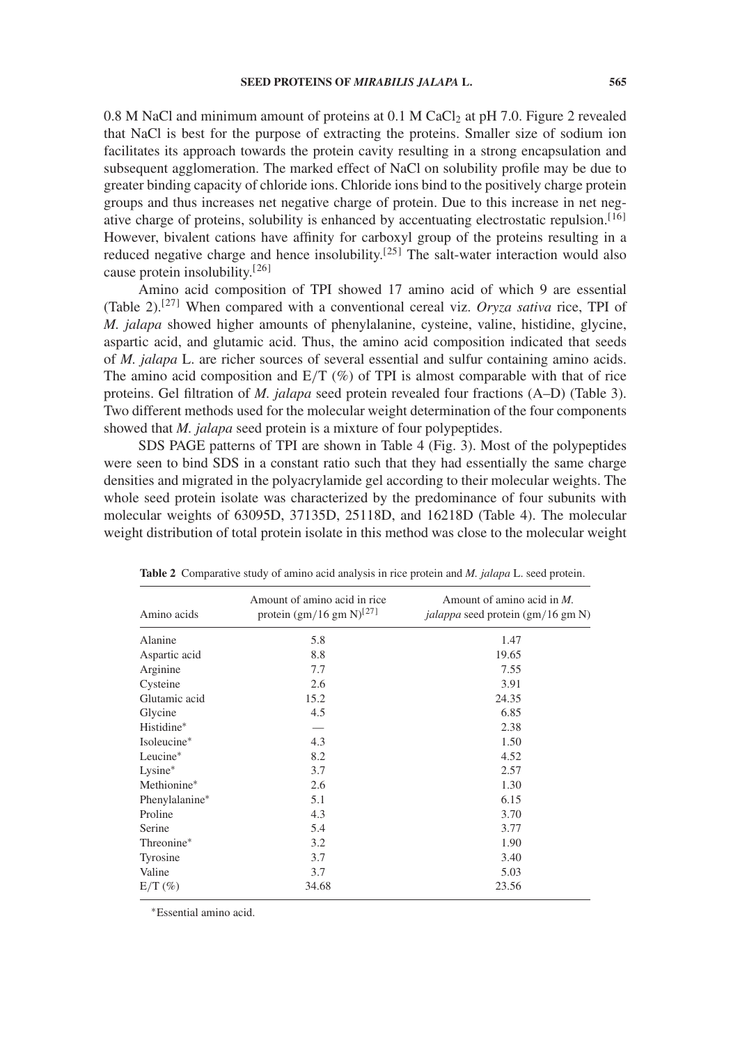0.8 M NaCl and minimum amount of proteins at 0.1 M $CaCl_2$ at pH 7.0. Figure 2 revealed that NaCl is best for the purpose of extracting the proteins. Smaller size of sodium ion facilitates its approach towards the protein cavity resulting in a strong encapsulation and subsequent agglomeration. The marked effect of NaCl on solubility profile may be due to greater binding capacity of chloride ions. Chloride ions bind to the positively charge protein groups and thus increases net negative charge of protein. Due to this increase in net negative charge of proteins, solubility is enhanced by accentuating electrostatic repulsion.[16] However, bivalent cations have affinity for carboxyl group of the proteins resulting in a reduced negative charge and hence insolubility.[25] The salt-water interaction would also cause protein insolubility.[26]

Amino acid composition of TPI showed 17 amino acid of which 9 are essential (Table 2).[27] When compared with a conventional cereal viz. *Oryza sativa* rice, TPI of *M. jalapa* showed higher amounts of phenylalanine, cysteine, valine, histidine, glycine, aspartic acid, and glutamic acid. Thus, the amino acid composition indicated that seeds of *M. jalapa* L. are richer sources of several essential and sulfur containing amino acids. The amino acid composition and E/T (%) of TPI is almost comparable with that of rice proteins. Gel filtration of *M. jalapa* seed protein revealed four fractions (A–D) (Table 3). Two different methods used for the molecular weight determination of the four components showed that *M. jalapa* seed protein is a mixture of four polypeptides.

SDS PAGE patterns of TPI are shown in Table 4 (Fig. 3). Most of the polypeptides were seen to bind SDS in a constant ratio such that they had essentially the same charge densities and migrated in the polyacrylamide gel according to their molecular weights. The whole seed protein isolate was characterized by the predominance of four subunits with molecular weights of 63095D, 37135D, 25118D, and 16218D (Table 4). The molecular weight distribution of total protein isolate in this method was close to the molecular weight

**Table 2** Comparative study of amino acid analysis in rice protein and *M. jalapa* L. seed protein.

| Amino acids | Amount of amino acid in rice protein (gm/16 gm N)[27] | Amount of amino acid in *M. jalappa* seed protein (gm/16 gm N) |
|---|---|---|
| Alanine | 5.8 | 1.47 |
| Aspartic acid | 8.8 | 19.65 |
| Arginine | 7.7 | 7.55 |
| Cysteine | 2.6 | 3.91 |
| Glutamic acid | 15.2 | 24.35 |
| Glycine | 4.5 | 6.85 |
| Histidine* | — | 2.38 |
| Isoleucine* | 4.3 | 1.50 |
| Leucine* | 8.2 | 4.52 |
| Lysine* | 3.7 | 2.57 |
| Methionine* | 2.6 | 1.30 |
| Phenylalanine* | 5.1 | 6.15 |
| Proline | 4.3 | 3.70 |
| Serine | 5.4 | 3.77 |
| Threonine* | 3.2 | 1.90 |
| Tyrosine | 3.7 | 3.40 |
| Valine | 3.7 | 5.03 |
| E/T (%) | 34.68 | 23.56 |

*Essential amino acid.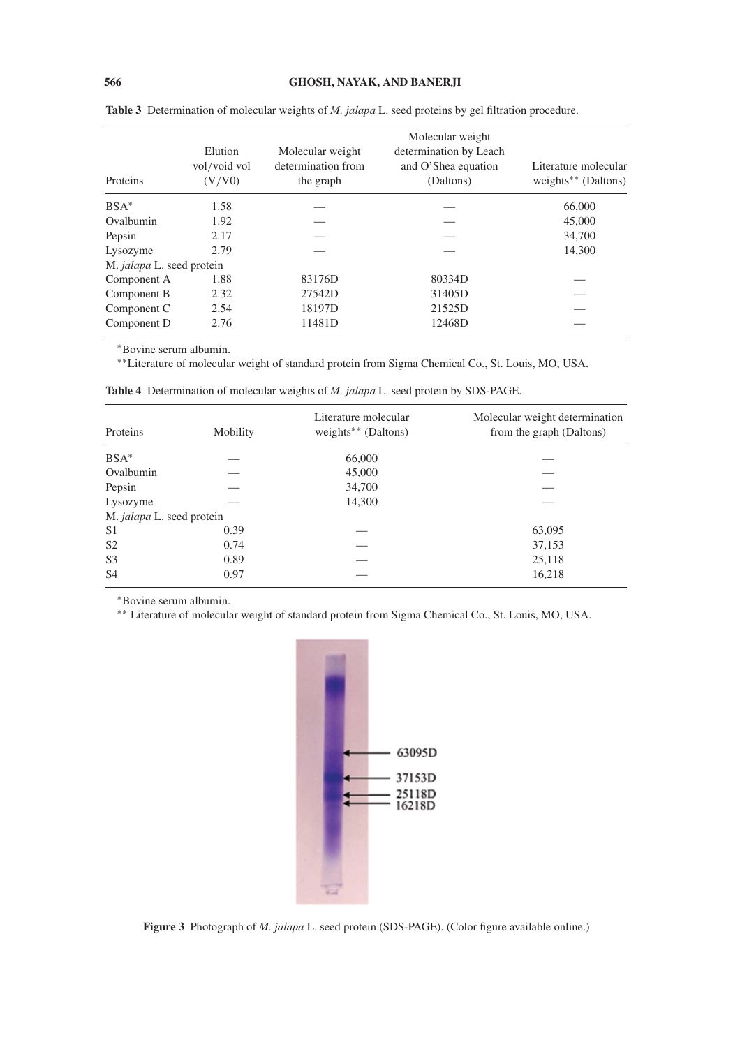**Table 3** Determination of molecular weights of *M. jalapa* L. seed proteins by gel filtration procedure.

| Proteins | Elution vol/void vol (V/V0) | Molecular weight determination from the graph | Molecular weight determination by Leach and O'Shea equation (Daltons) | Literature molecular weights** (Daltons) |
|---|---|---|---|---|
| BSA* | 1.58 | — | — | 66,000 |
| Ovalbumin | 1.92 | — | — | 45,000 |
| Pepsin | 2.17 | — | — | 34,700 |
| Lysozyme | 2.79 | — | — | 14,300 |
| M. *jalapa* L. seed protein | | | | |
| Component A | 1.88 | 83176D | 80334D | — |
| Component B | 2.32 | 27542D | 31405D | — |
| Component C | 2.54 | 18197D | 21525D | — |
| Component D | 2.76 | 11481D | 12468D | — |

*Bovine serum albumin.

**Literature of molecular weight of standard protein from Sigma Chemical Co., St. Louis, MO, USA.

**Table 4** Determination of molecular weights of *M. jalapa* L. seed protein by SDS-PAGE.

| Proteins | Mobility | Literature molecular weights** (Daltons) | Molecular weight determination from the graph (Daltons) |
|---|---|---|---|
| BSA* | — | 66,000 | — |
| Ovalbumin | — | 45,000 | — |
| Pepsin | — | 34,700 | — |
| Lysozyme | — | 14,300 | — |
| M. *jalapa* L. seed protein | | | |
| S1 | 0.39 | — | 63,095 |
| S2 | 0.74 | — | 37,153 |
| S3 | 0.89 | — | 25,118 |
| S4 | 0.97 | — | 16,218 |

*Bovine serum albumin.

** Literature of molecular weight of standard protein from Sigma Chemical Co., St. Louis, MO, USA.

**Figure 3** Photograph of *M. jalapa* L. seed protein (SDS-PAGE). (Color figure available online.)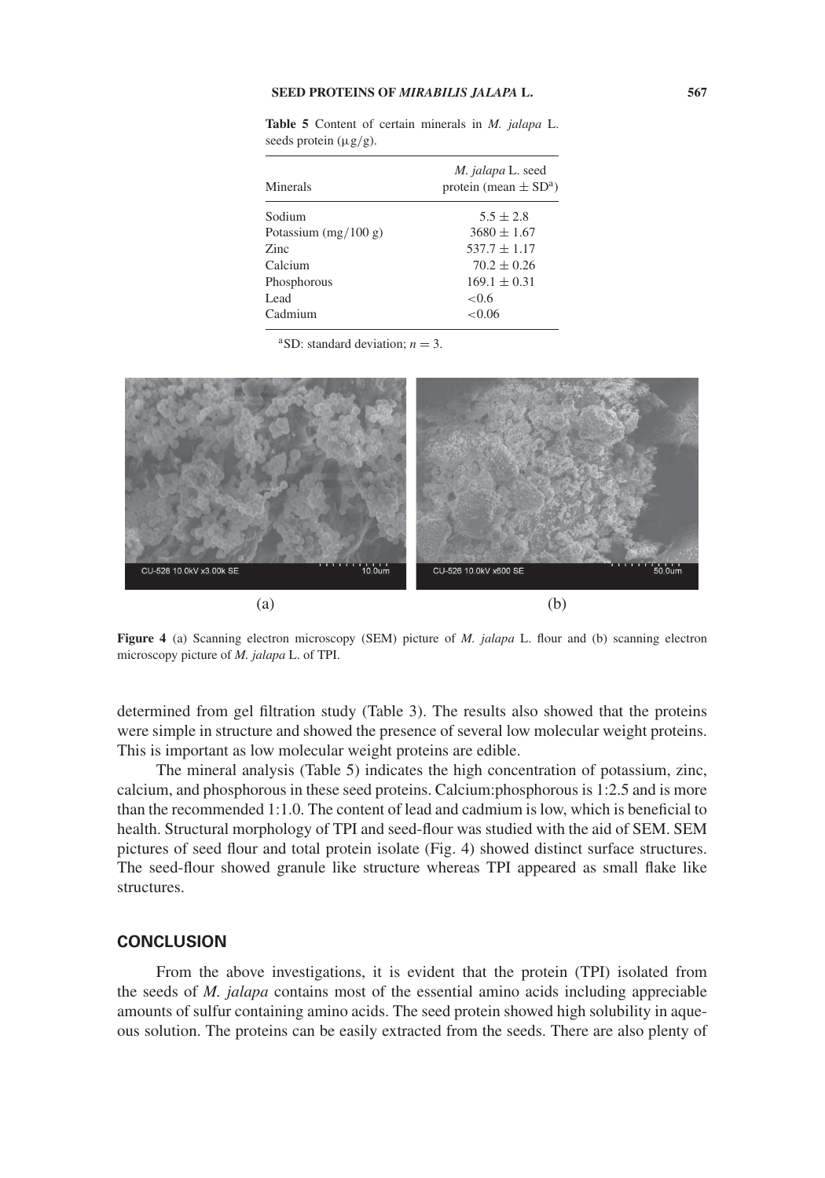**Table 5** Content of certain minerals in *M. jalapa* L. seeds protein ($\mu$g/g).

| Minerals | *M. jalapa* L. seed protein (mean $\pm$ SD[a]) |
|---|---|
| Sodium | $5.5 \pm 2.8$ |
| Potassium (mg/100 g) | $3680 \pm 1.67$ |
| Zinc | $537.7 \pm 1.17$ |
| Calcium | $70.2 \pm 0.26$ |
| Phosphorous | $169.1 \pm 0.31$ |
| Lead | $<0.6$ |
| Cadmium | $<0.06$ |

[a]SD: standard deviation; $n = 3$.

**Figure 4** (a) Scanning electron microscopy (SEM) picture of *M. jalapa* L. flour and (b) scanning electron microscopy picture of *M. jalapa* L. of TPI.

determined from gel filtration study (Table 3). The results also showed that the proteins were simple in structure and showed the presence of several low molecular weight proteins. This is important as low molecular weight proteins are edible.

The mineral analysis (Table 5) indicates the high concentration of potassium, zinc, calcium, and phosphorous in these seed proteins. Calcium:phosphorous is 1:2.5 and is more than the recommended 1:1.0. The content of lead and cadmium is low, which is beneficial to health. Structural morphology of TPI and seed-flour was studied with the aid of SEM. SEM pictures of seed flour and total protein isolate (Fig. 4) showed distinct surface structures. The seed-flour showed granule like structure whereas TPI appeared as small flake like structures.

## CONCLUSION

From the above investigations, it is evident that the protein (TPI) isolated from the seeds of *M. jalapa* contains most of the essential amino acids including appreciable amounts of sulfur containing amino acids. The seed protein showed high solubility in aqueous solution. The proteins can be easily extracted from the seeds. There are also plenty of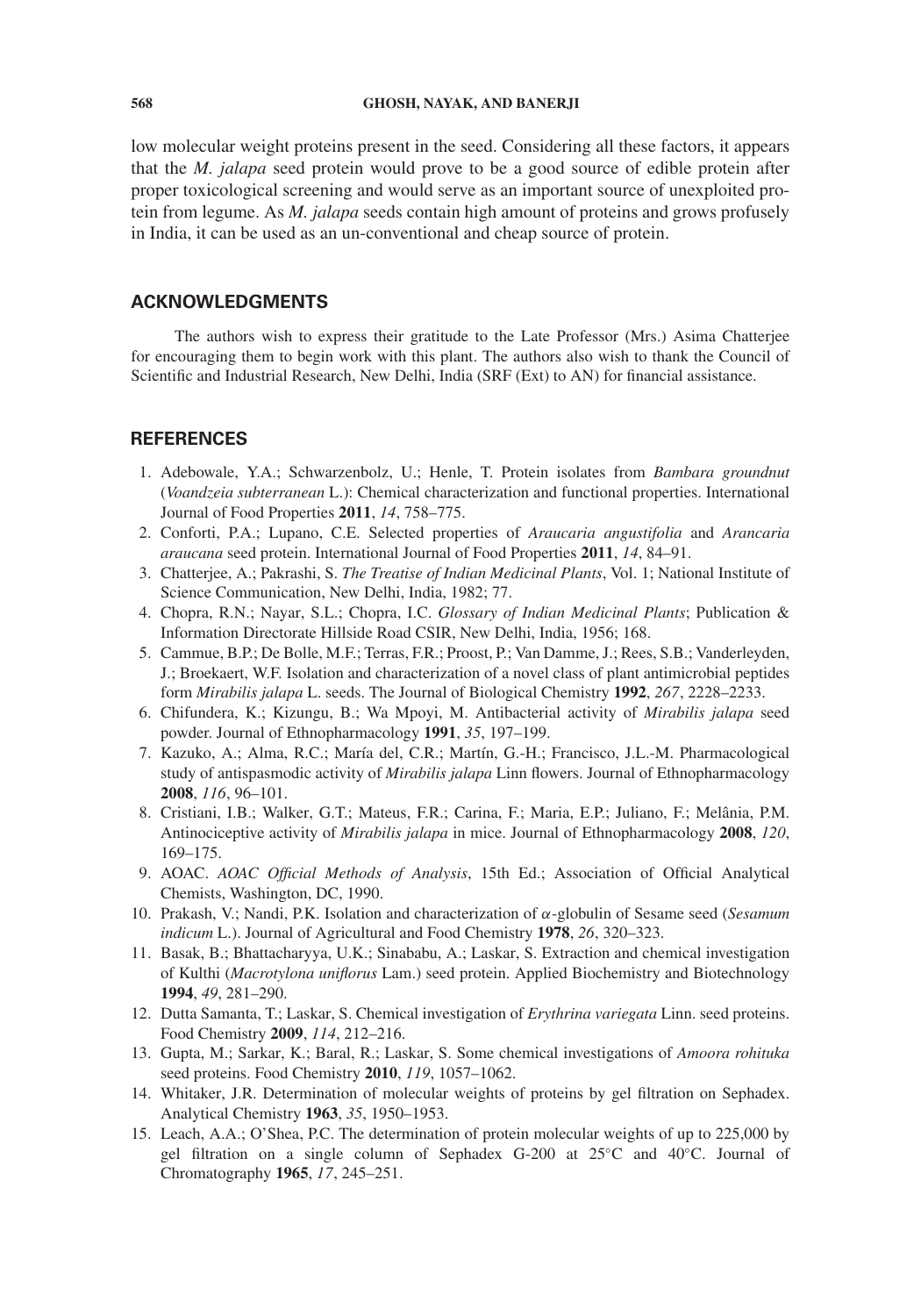low molecular weight proteins present in the seed. Considering all these factors, it appears that the *M. jalapa* seed protein would prove to be a good source of edible protein after proper toxicological screening and would serve as an important source of unexploited protein from legume. As *M. jalapa* seeds contain high amount of proteins and grows profusely in India, it can be used as an un-conventional and cheap source of protein.

## ACKNOWLEDGMENTS

The authors wish to express their gratitude to the Late Professor (Mrs.) Asima Chatterjee for encouraging them to begin work with this plant. The authors also wish to thank the Council of Scientific and Industrial Research, New Delhi, India (SRF (Ext) to AN) for financial assistance.

## REFERENCES

1. Adebowale, Y.A.; Schwarzenbolz, U.; Henle, T. Protein isolates from *Bambara groundnut* (*Voandzeia subterranean* L.): Chemical characterization and functional properties. International Journal of Food Properties **2011**, *14*, 758–775.
2. Conforti, P.A.; Lupano, C.E. Selected properties of *Araucaria angustifolia* and *Arancaria araucana* seed protein. International Journal of Food Properties **2011**, *14*, 84–91.
3. Chatterjee, A.; Pakrashi, S. *The Treatise of Indian Medicinal Plants*, Vol. 1; National Institute of Science Communication, New Delhi, India, 1982; 77.
4. Chopra, R.N.; Nayar, S.L.; Chopra, I.C. *Glossary of Indian Medicinal Plants*; Publication & Information Directorate Hillside Road CSIR, New Delhi, India, 1956; 168.
5. Cammue, B.P.; De Bolle, M.F.; Terras, F.R.; Proost, P.; Van Damme, J.; Rees, S.B.; Vanderleyden, J.; Broekaert, W.F. Isolation and characterization of a novel class of plant antimicrobial peptides form *Mirabilis jalapa* L. seeds. The Journal of Biological Chemistry **1992**, *267*, 2228–2233.
6. Chifundera, K.; Kizungu, B.; Wa Mpoyi, M. Antibacterial activity of *Mirabilis jalapa* seed powder. Journal of Ethnopharmacology **1991**, *35*, 197–199.
7. Kazuko, A.; Alma, R.C.; María del, C.R.; Martín, G.-H.; Francisco, J.L.-M. Pharmacological study of antispasmodic activity of *Mirabilis jalapa* Linn flowers. Journal of Ethnopharmacology **2008**, *116*, 96–101.
8. Cristiani, I.B.; Walker, G.T.; Mateus, F.R.; Carina, F.; Maria, E.P.; Juliano, F.; Melânia, P.M. Antinociceptive activity of *Mirabilis jalapa* in mice. Journal of Ethnopharmacology **2008**, *120*, 169–175.
9. AOAC. *AOAC Official Methods of Analysis*, 15th Ed.; Association of Official Analytical Chemists, Washington, DC, 1990.
10. Prakash, V.; Nandi, P.K. Isolation and characterization of $\alpha$-globulin of Sesame seed (*Sesamum indicum* L.). Journal of Agricultural and Food Chemistry **1978**, *26*, 320–323.
11. Basak, B.; Bhattacharyya, U.K.; Sinababu, A.; Laskar, S. Extraction and chemical investigation of Kulthi (*Macrotylona uniflorus* Lam.) seed protein. Applied Biochemistry and Biotechnology **1994**, *49*, 281–290.
12. Dutta Samanta, T.; Laskar, S. Chemical investigation of *Erythrina variegata* Linn. seed proteins. Food Chemistry **2009**, *114*, 212–216.
13. Gupta, M.; Sarkar, K.; Baral, R.; Laskar, S. Some chemical investigations of *Amoora rohituka* seed proteins. Food Chemistry **2010**, *119*, 1057–1062.
14. Whitaker, J.R. Determination of molecular weights of proteins by gel filtration on Sephadex. Analytical Chemistry **1963**, *35*, 1950–1953.
15. Leach, A.A.; O'Shea, P.C. The determination of protein molecular weights of up to 225,000 by gel filtration on a single column of Sephadex G-200 at 25°C and 40°C. Journal of Chromatography **1965**, *17*, 245–251.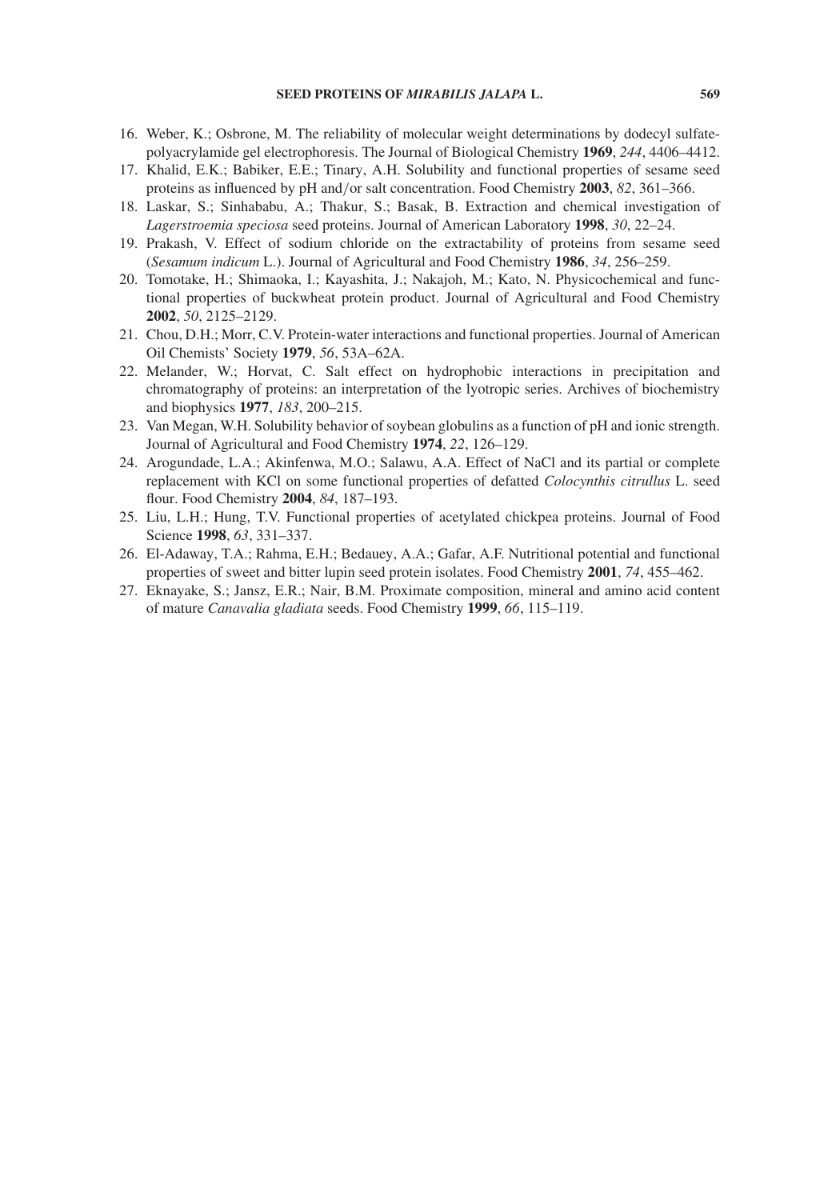16. Weber, K.; Osbrone, M. The reliability of molecular weight determinations by dodecyl sulfate-polyacrylamide gel electrophoresis. The Journal of Biological Chemistry **1969**, *244*, 4406–4412.
17. Khalid, E.K.; Babiker, E.E.; Tinary, A.H. Solubility and functional properties of sesame seed proteins as influenced by pH and/or salt concentration. Food Chemistry **2003**, *82*, 361–366.
18. Laskar, S.; Sinhababu, A.; Thakur, S.; Basak, B. Extraction and chemical investigation of *Lagerstroemia speciosa* seed proteins. Journal of American Laboratory **1998**, *30*, 22–24.
19. Prakash, V. Effect of sodium chloride on the extractability of proteins from sesame seed (*Sesamum indicum* L.). Journal of Agricultural and Food Chemistry **1986**, *34*, 256–259.
20. Tomotake, H.; Shimaoka, I.; Kayashita, J.; Nakajoh, M.; Kato, N. Physicochemical and functional properties of buckwheat protein product. Journal of Agricultural and Food Chemistry **2002**, *50*, 2125–2129.
21. Chou, D.H.; Morr, C.V. Protein-water interactions and functional properties. Journal of American Oil Chemists' Society **1979**, *56*, 53A–62A.
22. Melander, W.; Horvat, C. Salt effect on hydrophobic interactions in precipitation and chromatography of proteins: an interpretation of the lyotropic series. Archives of biochemistry and biophysics **1977**, *183*, 200–215.
23. Van Megan, W.H. Solubility behavior of soybean globulins as a function of pH and ionic strength. Journal of Agricultural and Food Chemistry **1974**, *22*, 126–129.
24. Arogundade, L.A.; Akinfenwa, M.O.; Salawu, A.A. Effect of NaCl and its partial or complete replacement with KCl on some functional properties of defatted *Colocynthis citrullus* L. seed flour. Food Chemistry **2004**, *84*, 187–193.
25. Liu, L.H.; Hung, T.V. Functional properties of acetylated chickpea proteins. Journal of Food Science **1998**, *63*, 331–337.
26. El-Adaway, T.A.; Rahma, E.H.; Bedauey, A.A.; Gafar, A.F. Nutritional potential and functional properties of sweet and bitter lupin seed protein isolates. Food Chemistry **2001**, *74*, 455–462.
27. Eknayake, S.; Jansz, E.R.; Nair, B.M. Proximate composition, mineral and amino acid content of mature *Canavalia gladiata* seeds. Food Chemistry **1999**, *66*, 115–119.